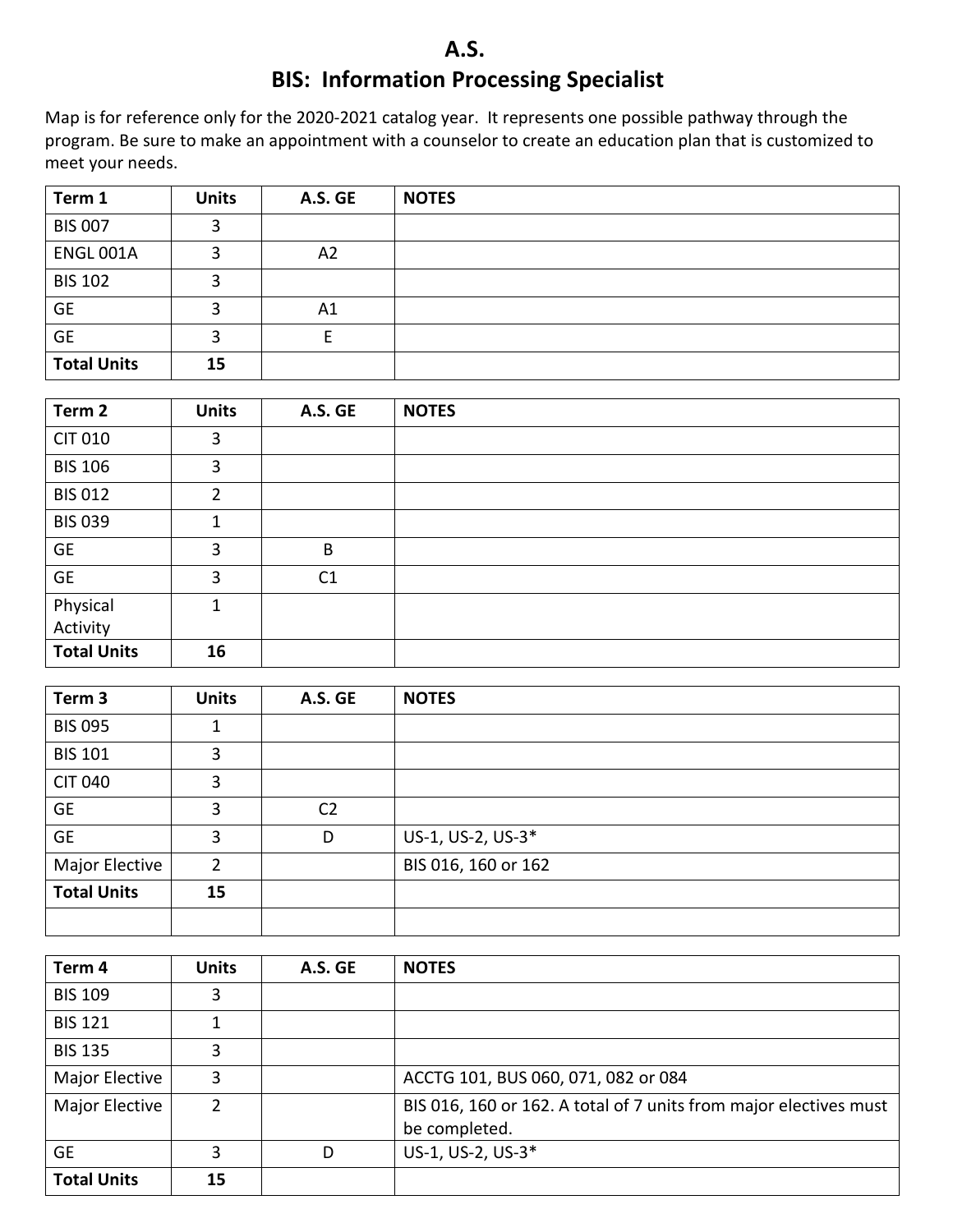# A.S.
# BIS: Information Processing Specialist

Map is for reference only for the 2020-2021 catalog year. It represents one possible pathway through the program. Be sure to make an appointment with a counselor to create an education plan that is customized to meet your needs.

| Term 1 | Units | A.S. GE | NOTES |
|---|---|---|---|
| BIS 007 | 3 | | |
| ENGL 001A | 3 | A2 | |
| BIS 102 | 3 | | |
| GE | 3 | A1 | |
| GE | 3 | E | |
| **Total Units** | **15** | | |

| Term 2 | Units | A.S. GE | NOTES |
|---|---|---|---|
| CIT 010 | 3 | | |
| BIS 106 | 3 | | |
| BIS 012 | 2 | | |
| BIS 039 | 1 | | |
| GE | 3 | B | |
| GE | 3 | C1 | |
| Physical Activity | 1 | | |
| **Total Units** | **16** | | |

| Term 3 | Units | A.S. GE | NOTES |
|---|---|---|---|
| BIS 095 | 1 | | |
| BIS 101 | 3 | | |
| CIT 040 | 3 | | |
| GE | 3 | C2 | |
| GE | 3 | D | US-1, US-2, US-3* |
| Major Elective | 2 | | BIS 016, 160 or 162 |
| **Total Units** | **15** | | |
| | | | |

| Term 4 | Units | A.S. GE | NOTES |
|---|---|---|---|
| BIS 109 | 3 | | |
| BIS 121 | 1 | | |
| BIS 135 | 3 | | |
| Major Elective | 3 | | ACCTG 101, BUS 060, 071, 082 or 084 |
| Major Elective | 2 | | BIS 016, 160 or 162. A total of 7 units from major electives must be completed. |
| GE | 3 | D | US-1, US-2, US-3* |
| **Total Units** | **15** | | |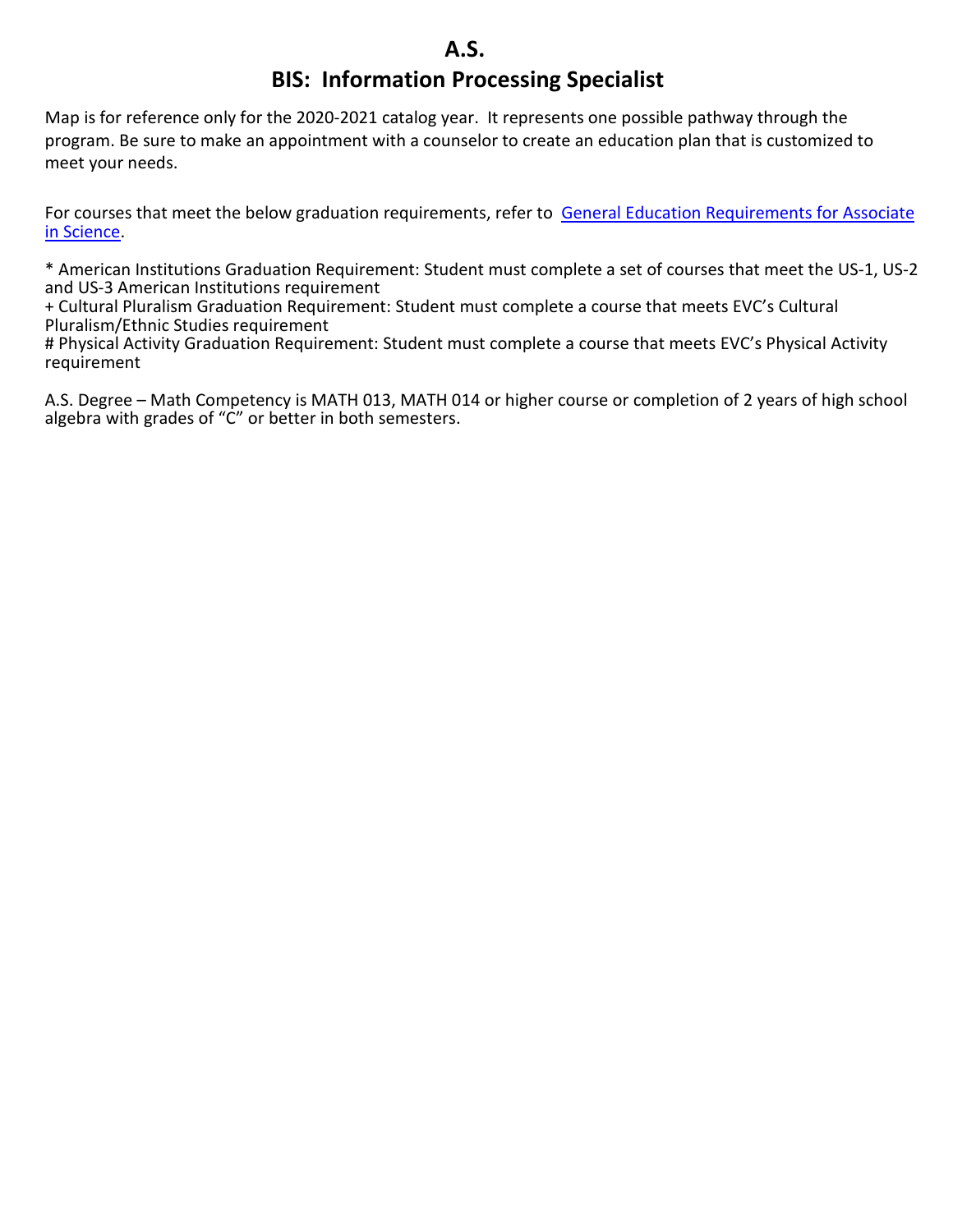# A.S.

# BIS: Information Processing Specialist

Map is for reference only for the 2020-2021 catalog year. It represents one possible pathway through the program. Be sure to make an appointment with a counselor to create an education plan that is customized to meet your needs.

For courses that meet the below graduation requirements, refer to [General Education Requirements for Associate in Science](#).

* American Institutions Graduation Requirement: Student must complete a set of courses that meet the US-1, US-2 and US-3 American Institutions requirement
+ Cultural Pluralism Graduation Requirement: Student must complete a course that meets EVC's Cultural Pluralism/Ethnic Studies requirement
# Physical Activity Graduation Requirement: Student must complete a course that meets EVC's Physical Activity requirement

A.S. Degree – Math Competency is MATH 013, MATH 014 or higher course or completion of 2 years of high school algebra with grades of "C" or better in both semesters.